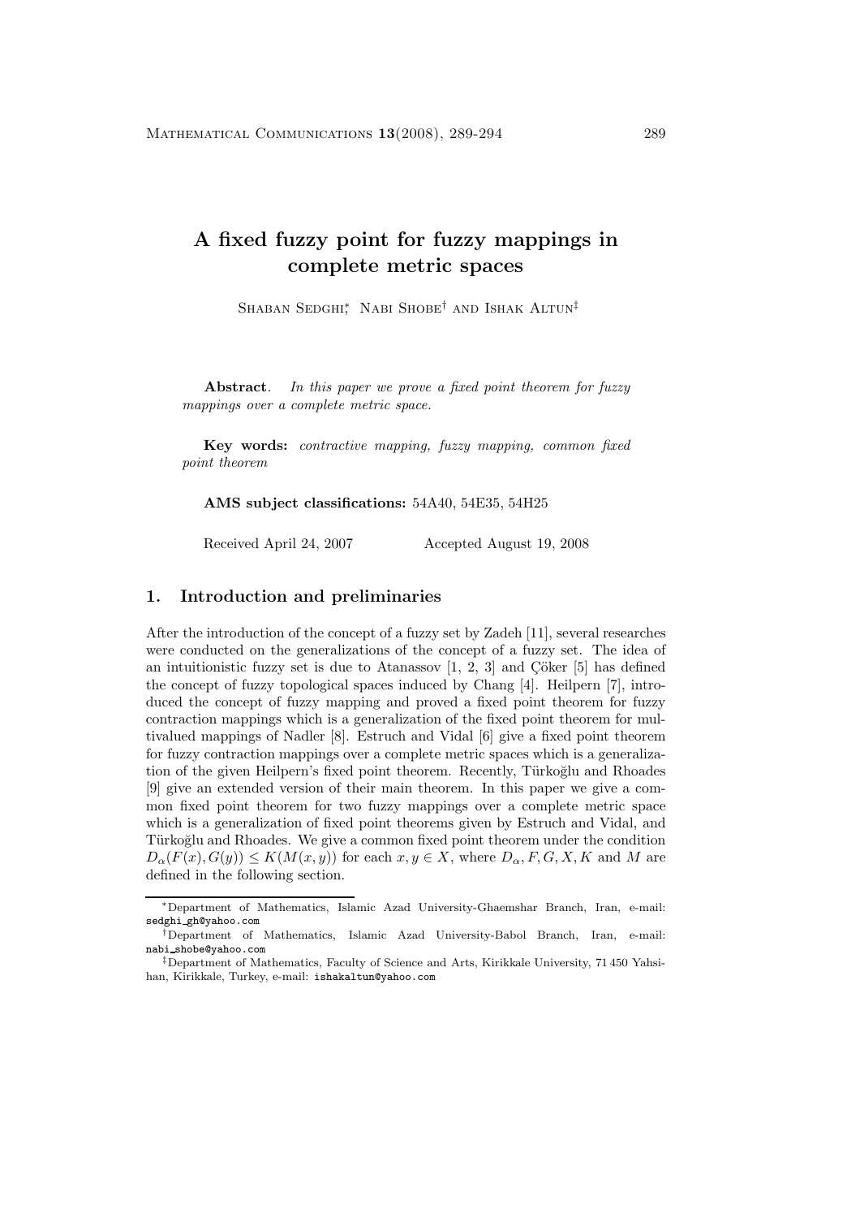# A fixed fuzzy point for fuzzy mappings in complete metric spaces

Shaban Sedghi[*], Nabi Shobe[†] and Ishak Altun[‡]

**Abstract**. *In this paper we prove a fixed point theorem for fuzzy mappings over a complete metric space.*

**Key words:** *contractive mapping, fuzzy mapping, common fixed point theorem*

**AMS subject classifications:** 54A40, 54E35, 54H25

Received April 24, 2007 Accepted August 19, 2008

## 1. Introduction and preliminaries

After the introduction of the concept of a fuzzy set by Zadeh [11], several researches were conducted on the generalizations of the concept of a fuzzy set. The idea of an intuitionistic fuzzy set is due to Atanassov [1, 2, 3] and Çöker [5] has defined the concept of fuzzy topological spaces induced by Chang [4]. Heilpern [7], introduced the concept of fuzzy mapping and proved a fixed point theorem for fuzzy contraction mappings which is a generalization of the fixed point theorem for multivalued mappings of Nadler [8]. Estruch and Vidal [6] give a fixed point theorem for fuzzy contraction mappings over a complete metric spaces which is a generalization of the given Heilpern's fixed point theorem. Recently, Türkoğlu and Rhoades [9] give an extended version of their main theorem. In this paper we give a common fixed point theorem for two fuzzy mappings over a complete metric space which is a generalization of fixed point theorems given by Estruch and Vidal, and Türkoğlu and Rhoades. We give a common fixed point theorem under the condition $D_\alpha(F(x), G(y)) \leq K(M(x, y))$ for each $x, y \in X$, where $D_\alpha, F, G, X, K$ and $M$ are defined in the following section.

---

[*] Department of Mathematics, Islamic Azad University-Ghaemshar Branch, Iran, e-mail: sedghi_gh@yahoo.com

[†] Department of Mathematics, Islamic Azad University-Babol Branch, Iran, e-mail: nabi_shobe@yahoo.com

[‡] Department of Mathematics, Faculty of Science and Arts, Kirikkale University, 71 450 Yahsihan, Kirikkale, Turkey, e-mail: ishakaltun@yahoo.com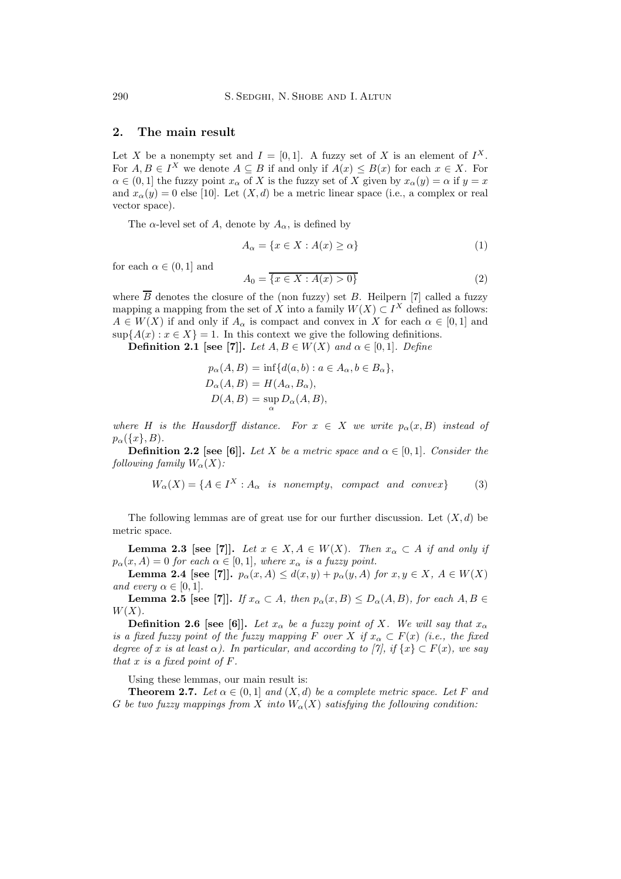## 2. The main result

Let $X$ be a nonempty set and $I = [0, 1]$. A fuzzy set of $X$ is an element of $I^X$. For $A, B \in I^X$ we denote $A \subseteq B$ if and only if $A(x) \leq B(x)$ for each $x \in X$. For $\alpha \in (0, 1]$ the fuzzy point $x_\alpha$ of $X$ is the fuzzy set of $X$ given by $x_\alpha(y) = \alpha$ if $y = x$ and $x_\alpha(y) = 0$ else [10]. Let $(X, d)$ be a metric linear space (i.e., a complex or real vector space).

The $\alpha$-level set of $A$, denote by $A_\alpha$, is defined by

$$A_\alpha = \{x \in X : A(x) \geq \alpha\} \tag{1}$$

for each $\alpha \in (0, 1]$ and

$$A_0 = \overline{\{x \in X : A(x) > 0\}} \tag{2}$$

where $\overline{B}$ denotes the closure of the (non fuzzy) set $B$. Heilpern [7] called a fuzzy mapping a mapping from the set of $X$ into a family $W(X) \subset I^X$ defined as follows: $A \in W(X)$ if and only if $A_\alpha$ is compact and convex in $X$ for each $\alpha \in [0, 1]$ and $\sup\{A(x) : x \in X\} = 1$. In this context we give the following definitions.

**Definition 2.1 [see [7]].** *Let $A, B \in W(X)$ and $\alpha \in [0, 1]$. Define*

$$\begin{aligned} p_\alpha(A, B) &= \inf\{d(a, b) : a \in A_\alpha, b \in B_\alpha\}, \\ D_\alpha(A, B) &= H(A_\alpha, B_\alpha), \\ D(A, B) &= \sup_\alpha D_\alpha(A, B), \end{aligned}$$

*where $H$ is the Hausdorff distance. For $x \in X$ we write $p_\alpha(x, B)$ instead of $p_\alpha(\{x\}, B)$.*

**Definition 2.2 [see [6]].** *Let $X$ be a metric space and $\alpha \in [0, 1]$. Consider the following family $W_\alpha(X)$:*

$$W_\alpha(X) = \{A \in I^X : A_\alpha \text{ is nonempty, compact and convex}\} \tag{3}$$

The following lemmas are of great use for our further discussion. Let $(X, d)$ be metric space.

**Lemma 2.3 [see [7]].** *Let $x \in X, A \in W(X)$. Then $x_\alpha \subset A$ if and only if $p_\alpha(x, A) = 0$ for each $\alpha \in [0, 1]$, where $x_\alpha$ is a fuzzy point.*

**Lemma 2.4 [see [7]].** *$p_\alpha(x, A) \leq d(x, y) + p_\alpha(y, A)$ for $x, y \in X$, $A \in W(X)$ and every $\alpha \in [0, 1]$.*

**Lemma 2.5 [see [7]].** *If $x_\alpha \subset A$, then $p_\alpha(x, B) \leq D_\alpha(A, B)$, for each $A, B \in W(X)$.*

**Definition 2.6 [see [6]].** *Let $x_\alpha$ be a fuzzy point of $X$. We will say that $x_\alpha$ is a fixed fuzzy point of the fuzzy mapping $F$ over $X$ if $x_\alpha \subset F(x)$ (i.e., the fixed degree of $x$ is at least $\alpha$). In particular, and according to [7], if $\{x\} \subset F(x)$, we say that $x$ is a fixed point of $F$.*

Using these lemmas, our main result is:

**Theorem 2.7.** *Let $\alpha \in (0, 1]$ and $(X, d)$ be a complete metric space. Let $F$ and $G$ be two fuzzy mappings from $X$ into $W_\alpha(X)$ satisfying the following condition:*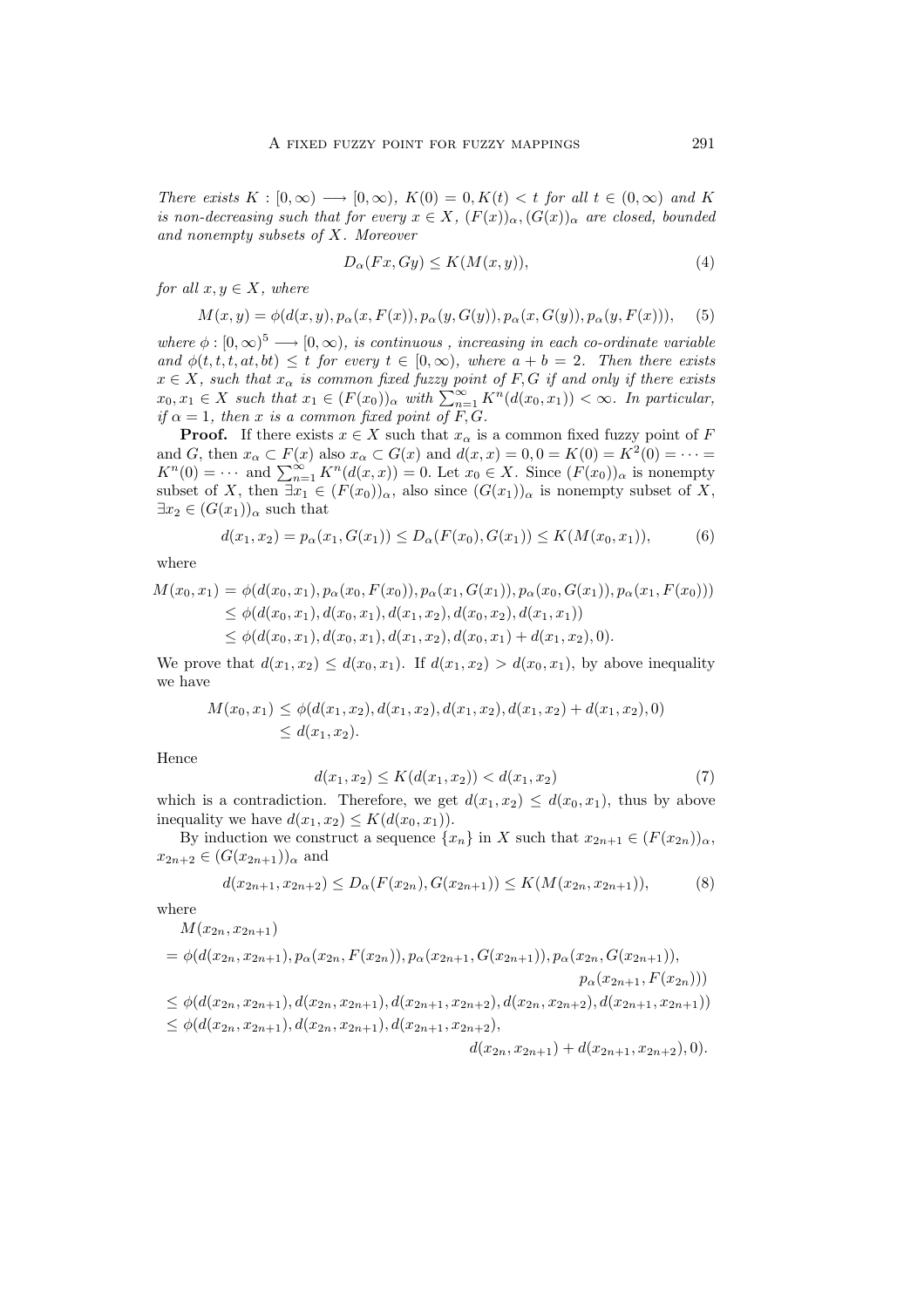*There exists $K : [0, \infty) \longrightarrow [0, \infty)$, $K(0) = 0, K(t) < t$ for all $t \in (0, \infty)$ and $K$ is non-decreasing such that for every $x \in X$, $(F(x))_\alpha, (G(x))_\alpha$ are closed, bounded and nonempty subsets of $X$. Moreover*

$$D_\alpha(Fx, Gy) \le K(M(x, y)), \tag{4}$$

*for all $x, y \in X$, where*

$$M(x, y) = \phi(d(x, y), p_\alpha(x, F(x)), p_\alpha(y, G(y)), p_\alpha(x, G(y)), p_\alpha(y, F(x))), \tag{5}$$

*where $\phi : [0, \infty)^5 \longrightarrow [0, \infty)$, is continuous , increasing in each co-ordinate variable and $\phi(t, t, t, at, bt) \le t$ for every $t \in [0, \infty)$, where $a + b = 2$. Then there exists $x \in X$, such that $x_\alpha$ is common fixed fuzzy point of $F, G$ if and only if there exists $x_0, x_1 \in X$ such that $x_1 \in (F(x_0))_\alpha$ with $\sum_{n=1}^{\infty} K^n(d(x_0, x_1)) < \infty$. In particular, if $\alpha = 1$, then $x$ is a common fixed point of $F, G$.*

**Proof.** If there exists $x \in X$ such that $x_\alpha$ is a common fixed fuzzy point of $F$ and $G$, then $x_\alpha \subset F(x)$ also $x_\alpha \subset G(x)$ and $d(x, x) = 0, 0 = K(0) = K^2(0) = \cdots = K^n(0) = \cdots$ and $\sum_{n=1}^{\infty} K^n(d(x, x)) = 0$. Let $x_0 \in X$. Since $(F(x_0))_\alpha$ is nonempty subset of $X$, then $\exists x_1 \in (F(x_0))_\alpha$, also since $(G(x_1))_\alpha$ is nonempty subset of $X$, $\exists x_2 \in (G(x_1))_\alpha$ such that

$$d(x_1, x_2) = p_\alpha(x_1, G(x_1)) \le D_\alpha(F(x_0), G(x_1)) \le K(M(x_0, x_1)), \tag{6}$$

where

$$\begin{aligned}
M(x_0, x_1) &= \phi(d(x_0, x_1), p_\alpha(x_0, F(x_0)), p_\alpha(x_1, G(x_1)), p_\alpha(x_0, G(x_1)), p_\alpha(x_1, F(x_0))) \\
&\le \phi(d(x_0, x_1), d(x_0, x_1), d(x_1, x_2), d(x_0, x_2), d(x_1, x_1)) \\
&\le \phi(d(x_0, x_1), d(x_0, x_1), d(x_1, x_2), d(x_0, x_1) + d(x_1, x_2), 0).
\end{aligned}$$

We prove that $d(x_1, x_2) \le d(x_0, x_1)$. If $d(x_1, x_2) > d(x_0, x_1)$, by above inequality we have

$$\begin{aligned}
M(x_0, x_1) &\le \phi(d(x_1, x_2), d(x_1, x_2), d(x_1, x_2), d(x_1, x_2) + d(x_1, x_2), 0) \\
&\le d(x_1, x_2).
\end{aligned}$$

Hence

$$d(x_1, x_2) \le K(d(x_1, x_2)) < d(x_1, x_2) \tag{7}$$

which is a contradiction. Therefore, we get $d(x_1, x_2) \le d(x_0, x_1)$, thus by above inequality we have $d(x_1, x_2) \le K(d(x_0, x_1))$.

By induction we construct a sequence $\{x_n\}$ in $X$ such that $x_{2n+1} \in (F(x_{2n}))_\alpha$, $x_{2n+2} \in (G(x_{2n+1}))_\alpha$ and

$$d(x_{2n+1}, x_{2n+2}) \le D_\alpha(F(x_{2n}), G(x_{2n+1})) \le K(M(x_{2n}, x_{2n+1})), \tag{8}$$

where

$$\begin{aligned}
&M(x_{2n}, x_{2n+1}) \\
&= \phi(d(x_{2n}, x_{2n+1}), p_\alpha(x_{2n}, F(x_{2n})), p_\alpha(x_{2n+1}, G(x_{2n+1})), p_\alpha(x_{2n}, G(x_{2n+1})), \\
&\qquad p_\alpha(x_{2n+1}, F(x_{2n}))) \\
&\le \phi(d(x_{2n}, x_{2n+1}), d(x_{2n}, x_{2n+1}), d(x_{2n+1}, x_{2n+2}), d(x_{2n}, x_{2n+2}), d(x_{2n+1}, x_{2n+1})) \\
&\le \phi(d(x_{2n}, x_{2n+1}), d(x_{2n}, x_{2n+1}), d(x_{2n+1}, x_{2n+2}), \\
&\qquad d(x_{2n}, x_{2n+1}) + d(x_{2n+1}, x_{2n+2}), 0).
\end{aligned}$$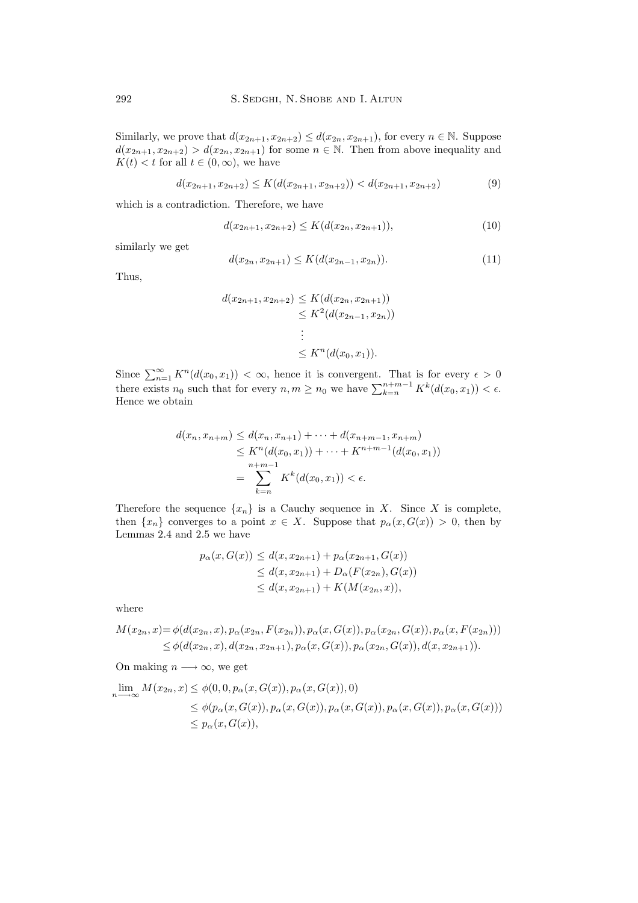Similarly, we prove that $d(x_{2n+1}, x_{2n+2}) \leq d(x_{2n}, x_{2n+1})$, for every $n \in \mathbb{N}$. Suppose $d(x_{2n+1}, x_{2n+2}) > d(x_{2n}, x_{2n+1})$ for some $n \in \mathbb{N}$. Then from above inequality and $K(t) < t$ for all $t \in (0, \infty)$, we have

$$d(x_{2n+1}, x_{2n+2}) \leq K(d(x_{2n+1}, x_{2n+2})) < d(x_{2n+1}, x_{2n+2}) \tag{9}$$

which is a contradiction. Therefore, we have

$$d(x_{2n+1}, x_{2n+2}) \leq K(d(x_{2n}, x_{2n+1})), \tag{10}$$

similarly we get

$$d(x_{2n}, x_{2n+1}) \leq K(d(x_{2n-1}, x_{2n})). \tag{11}$$

Thus,

$$\begin{aligned}
d(x_{2n+1}, x_{2n+2}) &\leq K(d(x_{2n}, x_{2n+1})) \\
&\leq K^2(d(x_{2n-1}, x_{2n})) \\
&\ \vdots \\
&\leq K^n(d(x_0, x_1)).
\end{aligned}$$

Since $\sum_{n=1}^{\infty} K^n(d(x_0, x_1)) < \infty$, hence it is convergent. That is for every $\epsilon > 0$ there exists $n_0$ such that for every $n, m \geq n_0$ we have $\sum_{k=n}^{n+m-1} K^k(d(x_0, x_1)) < \epsilon$. Hence we obtain

$$\begin{aligned}
d(x_n, x_{n+m}) &\leq d(x_n, x_{n+1}) + \cdots + d(x_{n+m-1}, x_{n+m}) \\
&\leq K^n(d(x_0, x_1)) + \cdots + K^{n+m-1}(d(x_0, x_1)) \\
&= \sum_{k=n}^{n+m-1} K^k(d(x_0, x_1)) < \epsilon.
\end{aligned}$$

Therefore the sequence $\{x_n\}$ is a Cauchy sequence in $X$. Since $X$ is complete, then $\{x_n\}$ converges to a point $x \in X$. Suppose that $p_\alpha(x, G(x)) > 0$, then by Lemmas 2.4 and 2.5 we have

$$\begin{aligned}
p_\alpha(x, G(x)) &\leq d(x, x_{2n+1}) + p_\alpha(x_{2n+1}, G(x)) \\
&\leq d(x, x_{2n+1}) + D_\alpha(F(x_{2n}), G(x)) \\
&\leq d(x, x_{2n+1}) + K(M(x_{2n}, x)),
\end{aligned}$$

where

$$\begin{aligned}
M(x_{2n}, x) &= \phi(d(x_{2n}, x), p_\alpha(x_{2n}, F(x_{2n})), p_\alpha(x, G(x)), p_\alpha(x_{2n}, G(x)), p_\alpha(x, F(x_{2n}))) \\
&\leq \phi(d(x_{2n}, x), d(x_{2n}, x_{2n+1}), p_\alpha(x, G(x)), p_\alpha(x_{2n}, G(x)), d(x, x_{2n+1})).
\end{aligned}$$

On making $n \longrightarrow \infty$, we get

$$\begin{aligned}
\lim_{n \longrightarrow \infty} M(x_{2n}, x) &\leq \phi(0, 0, p_\alpha(x, G(x)), p_\alpha(x, G(x)), 0) \\
&\leq \phi(p_\alpha(x, G(x)), p_\alpha(x, G(x)), p_\alpha(x, G(x)), p_\alpha(x, G(x)), p_\alpha(x, G(x))) \\
&\leq p_\alpha(x, G(x)),
\end{aligned}$$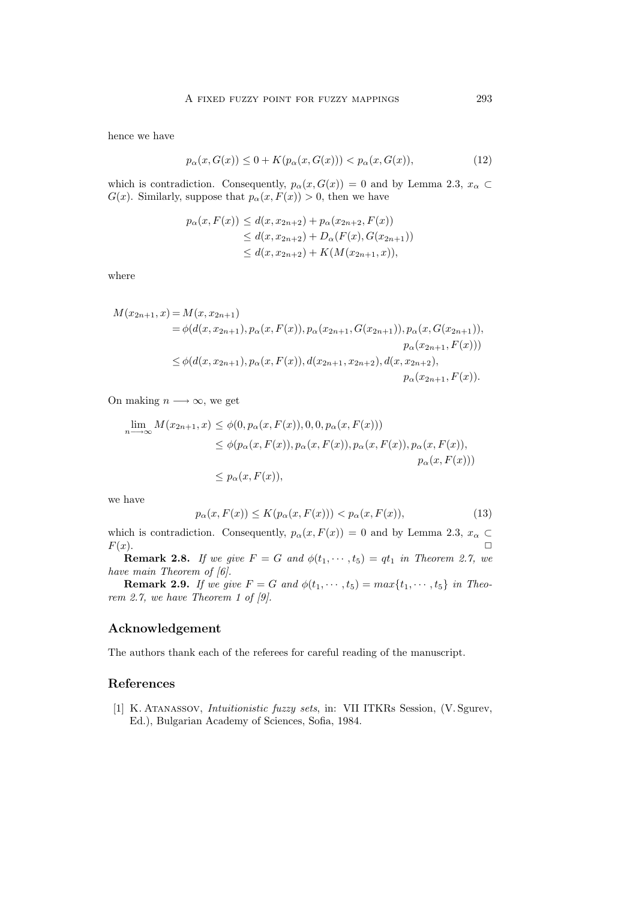hence we have

$$p_\alpha(x, G(x)) \leq 0 + K(p_\alpha(x, G(x))) < p_\alpha(x, G(x)), \tag{12}$$

which is contradiction. Consequently, $p_\alpha(x, G(x)) = 0$ and by Lemma 2.3, $x_\alpha \subset G(x)$. Similarly, suppose that $p_\alpha(x, F(x)) > 0$, then we have

$$\begin{aligned} p_\alpha(x, F(x)) &\leq d(x, x_{2n+2}) + p_\alpha(x_{2n+2}, F(x)) \\ &\leq d(x, x_{2n+2}) + D_\alpha(F(x), G(x_{2n+1})) \\ &\leq d(x, x_{2n+2}) + K(M(x_{2n+1}, x)), \end{aligned}$$

where

$$\begin{aligned} M(x_{2n+1}, x) &= M(x, x_{2n+1}) \\ &= \phi(d(x, x_{2n+1}), p_\alpha(x, F(x)), p_\alpha(x_{2n+1}, G(x_{2n+1})), p_\alpha(x, G(x_{2n+1})), \\ &\qquad p_\alpha(x_{2n+1}, F(x))) \\ &\leq \phi(d(x, x_{2n+1}), p_\alpha(x, F(x)), d(x_{2n+1}, x_{2n+2}), d(x, x_{2n+2}), \\ &\qquad p_\alpha(x_{2n+1}, F(x)). \end{aligned}$$

On making $n \longrightarrow \infty$, we get

$$\begin{aligned} \lim_{n \longrightarrow \infty} M(x_{2n+1}, x) &\leq \phi(0, p_\alpha(x, F(x)), 0, 0, p_\alpha(x, F(x))) \\ &\leq \phi(p_\alpha(x, F(x)), p_\alpha(x, F(x)), p_\alpha(x, F(x)), p_\alpha(x, F(x)), \\ &\qquad p_\alpha(x, F(x))) \\ &\leq p_\alpha(x, F(x)), \end{aligned}$$

we have

$$p_\alpha(x, F(x)) \leq K(p_\alpha(x, F(x))) < p_\alpha(x, F(x)), \tag{13}$$

which is contradiction. Consequently, $p_\alpha(x, F(x)) = 0$ and by Lemma 2.3, $x_\alpha \subset F(x)$. ☐

**Remark 2.8.** *If we give $F = G$ and $\phi(t_1, \cdots, t_5) = qt_1$ in Theorem 2.7, we have main Theorem of [6].*

**Remark 2.9.** *If we give $F = G$ and $\phi(t_1, \cdots, t_5) = max\{t_1, \cdots, t_5\}$ in Theorem 2.7, we have Theorem 1 of [9].*

## Acknowledgement

The authors thank each of the referees for careful reading of the manuscript.

## References

[1] K. Atanassov, *Intuitionistic fuzzy sets*, in: VII ITKRs Session, (V. Sgurev, Ed.), Bulgarian Academy of Sciences, Sofia, 1984.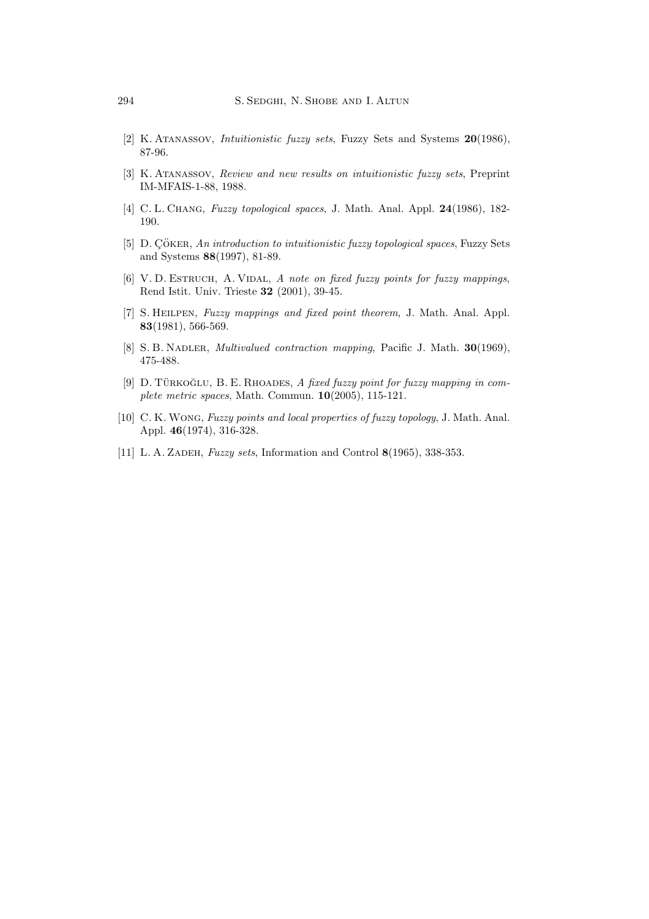[2] K. Atanassov, *Intuitionistic fuzzy sets*, Fuzzy Sets and Systems **20**(1986), 87-96.

[3] K. Atanassov, *Review and new results on intuitionistic fuzzy sets*, Preprint IM-MFAIS-1-88, 1988.

[4] C. L. Chang, *Fuzzy topological spaces*, J. Math. Anal. Appl. **24**(1986), 182-190.

[5] D. Çöker, *An introduction to intuitionistic fuzzy topological spaces*, Fuzzy Sets and Systems **88**(1997), 81-89.

[6] V. D. Estruch, A. Vidal, *A note on fixed fuzzy points for fuzzy mappings*, Rend Istit. Univ. Trieste **32** (2001), 39-45.

[7] S. Heilpen, *Fuzzy mappings and fixed point theorem*, J. Math. Anal. Appl. **83**(1981), 566-569.

[8] S. B. Nadler, *Multivalued contraction mapping*, Pacific J. Math. **30**(1969), 475-488.

[9] D. Türkoğlu, B. E. Rhoades, *A fixed fuzzy point for fuzzy mapping in complete metric spaces*, Math. Commun. **10**(2005), 115-121.

[10] C. K. Wong, *Fuzzy points and local properties of fuzzy topology*, J. Math. Anal. Appl. **46**(1974), 316-328.

[11] L. A. Zadeh, *Fuzzy sets*, Information and Control **8**(1965), 338-353.